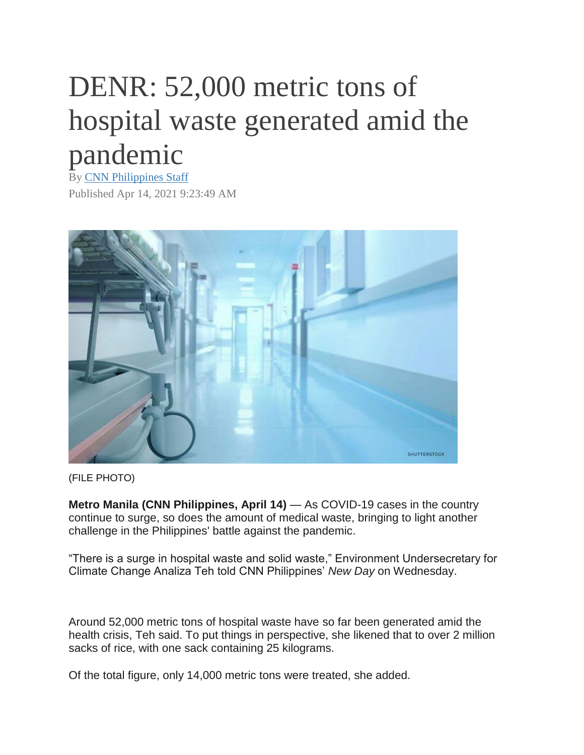# DENR: 52,000 metric tons of hospital waste generated amid the pandemic

By [CNN Philippines Staff]

Published Apr 14, 2021 9:23:49 AM

(FILE PHOTO)

**Metro Manila (CNN Philippines, April 14)** — As COVID-19 cases in the country continue to surge, so does the amount of medical waste, bringing to light another challenge in the Philippines' battle against the pandemic.

"There is a surge in hospital waste and solid waste," Environment Undersecretary for Climate Change Analiza Teh told CNN Philippines' *New Day* on Wednesday.

Around 52,000 metric tons of hospital waste have so far been generated amid the health crisis, Teh said. To put things in perspective, she likened that to over 2 million sacks of rice, with one sack containing 25 kilograms.

Of the total figure, only 14,000 metric tons were treated, she added.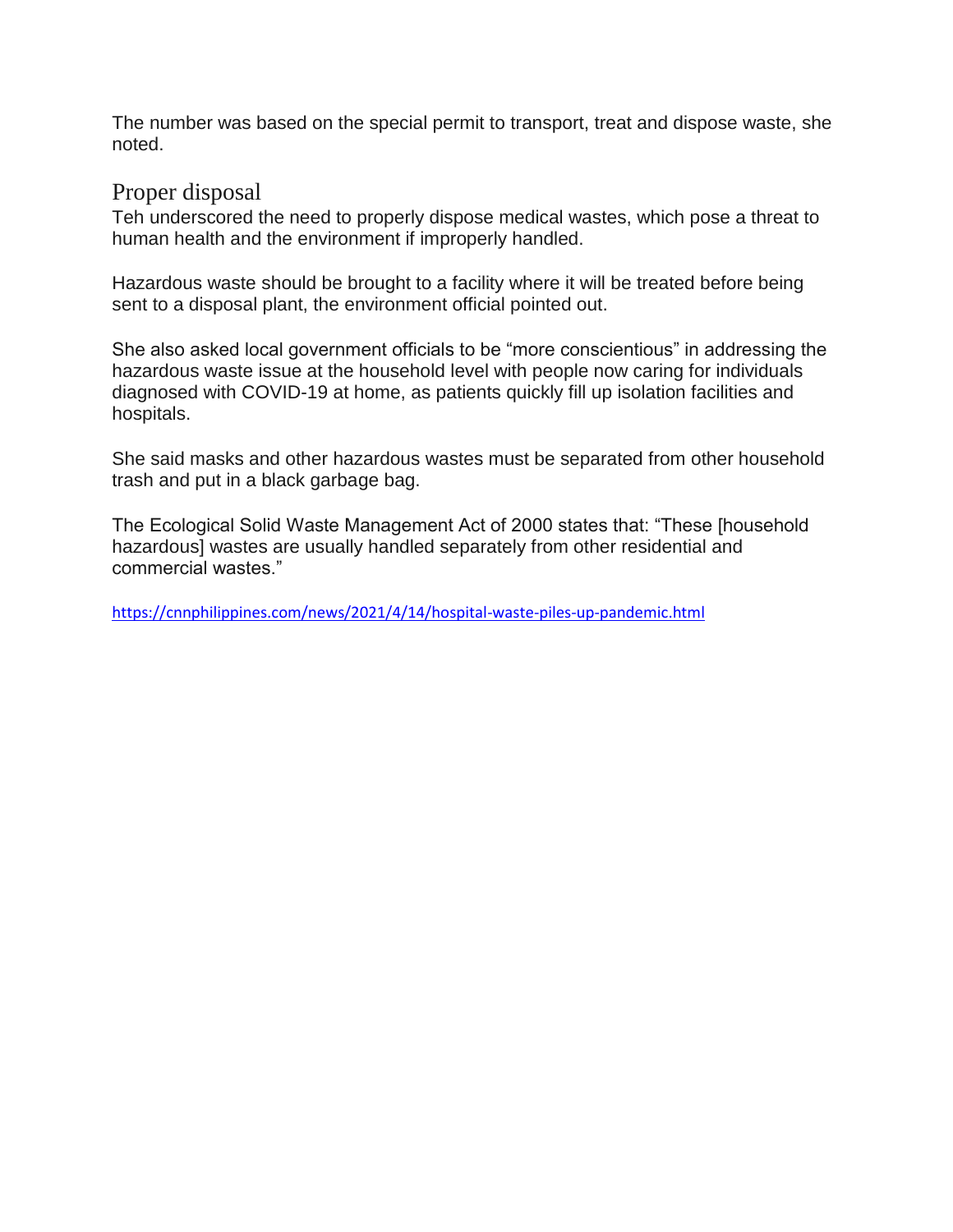The number was based on the special permit to transport, treat and dispose waste, she noted.

## Proper disposal

Teh underscored the need to properly dispose medical wastes, which pose a threat to human health and the environment if improperly handled.

Hazardous waste should be brought to a facility where it will be treated before being sent to a disposal plant, the environment official pointed out.

She also asked local government officials to be “more conscientious” in addressing the hazardous waste issue at the household level with people now caring for individuals diagnosed with COVID-19 at home, as patients quickly fill up isolation facilities and hospitals.

She said masks and other hazardous wastes must be separated from other household trash and put in a black garbage bag.

The Ecological Solid Waste Management Act of 2000 states that: “These [household hazardous] wastes are usually handled separately from other residential and commercial wastes.”

https://cnnphilippines.com/news/2021/4/14/hospital-waste-piles-up-pandemic.html